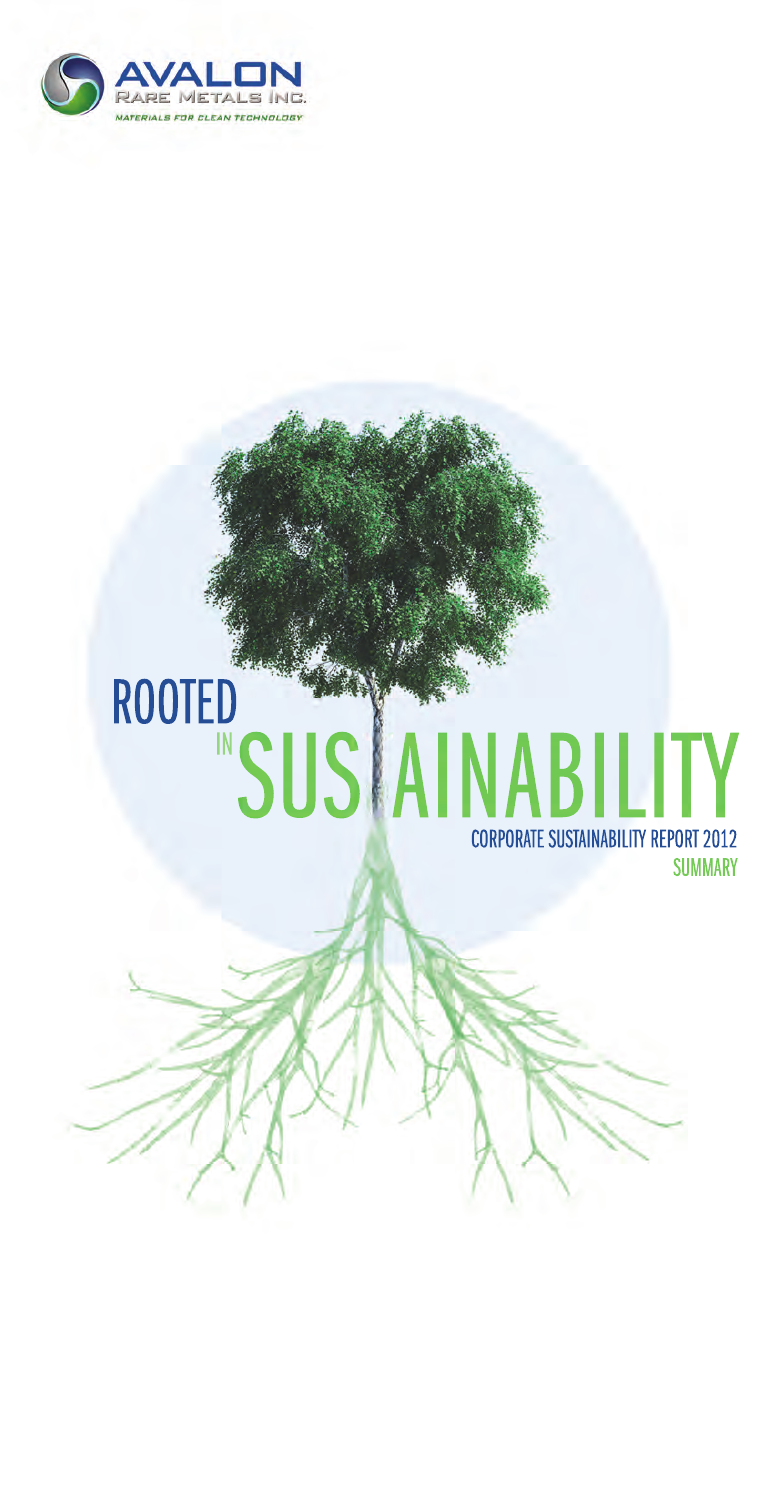AVALON
RARE METALS INC.
MATERIALS FOR CLEAN TECHNOLOGY

# ROOTED IN SUSTAINABILITY

## CORPORATE SUSTAINABILITY REPORT 2012

### SUMMARY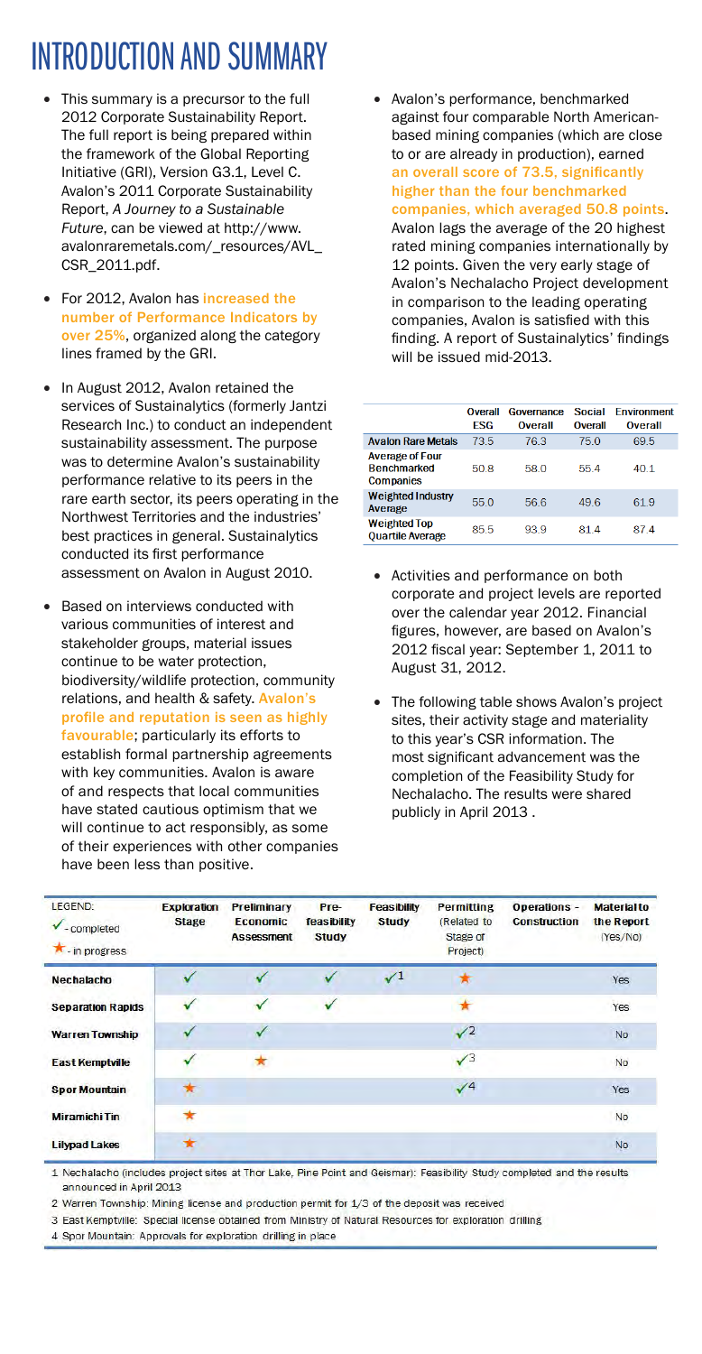# INTRODUCTION AND SUMMARY

- This summary is a precursor to the full 2012 Corporate Sustainability Report. The full report is being prepared within the framework of the Global Reporting Initiative (GRI), Version G3.1, Level C. Avalon's 2011 Corporate Sustainability Report, *A Journey to a Sustainable Future*, can be viewed at http://www.avalonraremetals.com/_resources/AVL_CSR_2011.pdf.
- For 2012, Avalon has **increased the number of Performance Indicators by over 25%**, organized along the category lines framed by the GRI.
- In August 2012, Avalon retained the services of Sustainalytics (formerly Jantzi Research Inc.) to conduct an independent sustainability assessment. The purpose was to determine Avalon's sustainability performance relative to its peers in the rare earth sector, its peers operating in the Northwest Territories and the industries' best practices in general. Sustainalytics conducted its first performance assessment on Avalon in August 2010.
- Based on interviews conducted with various communities of interest and stakeholder groups, material issues continue to be water protection, biodiversity/wildlife protection, community relations, and health & safety. **Avalon's profile and reputation is seen as highly favourable**; particularly its efforts to establish formal partnership agreements with key communities. Avalon is aware of and respects that local communities have stated cautious optimism that we will continue to act responsibly, as some of their experiences with other companies have been less than positive.
- Avalon's performance, benchmarked against four comparable North American-based mining companies (which are close to or are already in production), earned **an overall score of 73.5, significantly higher than the four benchmarked companies, which averaged 50.8 points**. Avalon lags the average of the 20 highest rated mining companies internationally by 12 points. Given the very early stage of Avalon's Nechalacho Project development in comparison to the leading operating companies, Avalon is satisfied with this finding. A report of Sustainalytics' findings will be issued mid-2013.

| | Overall ESG | Governance Overall | Social Overall | Environment Overall |
|---|---|---|---|---|
| Avalon Rare Metals | 73.5 | 76.3 | 75.0 | 69.5 |
| Average of Four Benchmarked Companies | 50.8 | 58.0 | 55.4 | 40.1 |
| Weighted Industry Average | 55.0 | 56.6 | 49.6 | 61.9 |
| Weighted Top Quartile Average | 85.5 | 93.9 | 81.4 | 87.4 |

- Activities and performance on both corporate and project levels are reported over the calendar year 2012. Financial figures, however, are based on Avalon's 2012 fiscal year: September 1, 2011 to August 31, 2012.
- The following table shows Avalon's project sites, their activity stage and materiality to this year's CSR information. The most significant advancement was the completion of the Feasibility Study for Nechalacho. The results were shared publicly in April 2013 .

| LEGEND: ✓ - completed ★ - in progress | Exploration Stage | Preliminary Economic Assessment | Pre-feasibility Study | Feasibility Study | Permitting (Related to Stage of Project) | Operations - Construction | Material to the Report (Yes/No) |
|---|---|---|---|---|---|---|---|
| Nechalacho | ✓ | ✓ | ✓ | ✓[1] | ★ | | Yes |
| Separation Rapids | ✓ | ✓ | ✓ | | ★ | | Yes |
| Warren Township | ✓ | ✓ | | | ✓[2] | | No |
| East Kemptville | ✓ | ★ | | | ✓[3] | | No |
| Spor Mountain | ★ | | | | ✓[4] | | Yes |
| Miramichi Tin | ★ | | | | | | No |
| Lilypad Lakes | ★ | | | | | | No |

1 Nechalacho (includes project sites at Thor Lake, Pine Point and Geismar): Feasibility Study completed and the results announced in April 2013

2 Warren Township: Mining license and production permit for 1/3 of the deposit was received

3 East Kemptville: Special license obtained from Ministry of Natural Resources for exploration drilling

4 Spor Mountain: Approvals for exploration drilling in place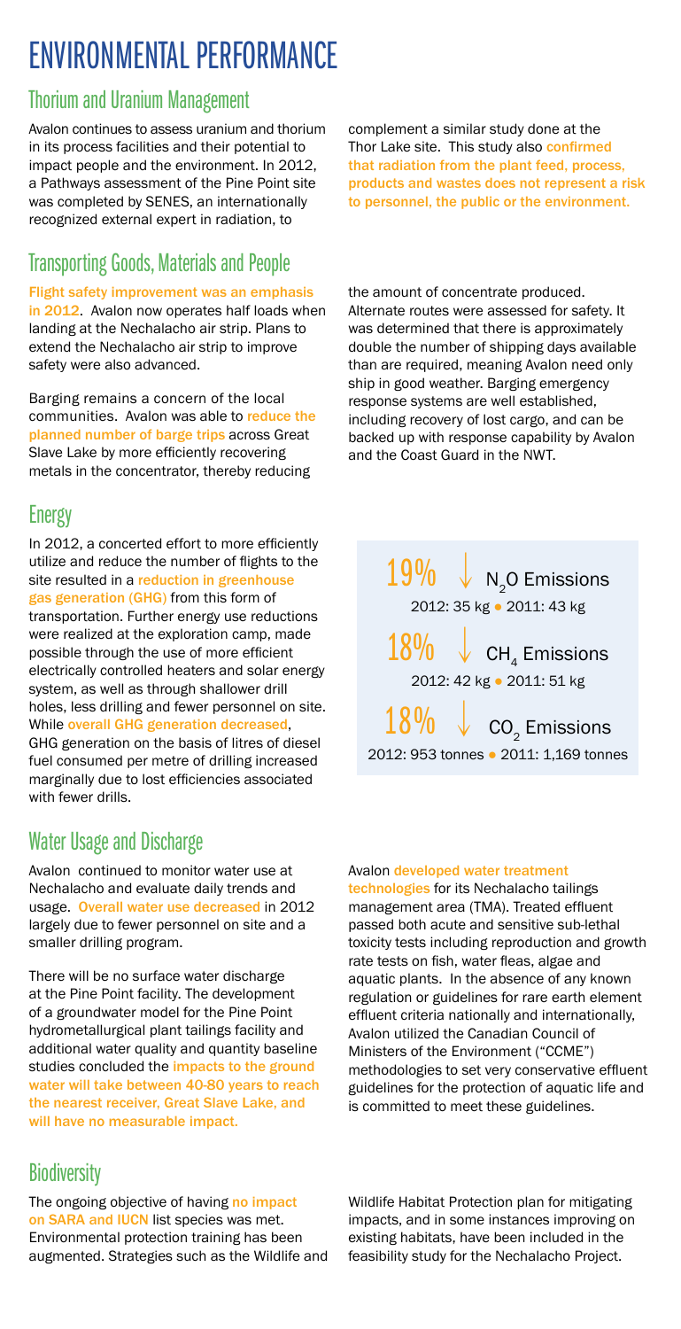# ENVIRONMENTAL PERFORMANCE

## Thorium and Uranium Management

Avalon continues to assess uranium and thorium in its process facilities and their potential to impact people and the environment. In 2012, a Pathways assessment of the Pine Point site was completed by SENES, an internationally recognized external expert in radiation, to complement a similar study done at the Thor Lake site. This study also **confirmed that radiation from the plant feed, process, products and wastes does not represent a risk to personnel, the public or the environment.**

## Transporting Goods, Materials and People

**Flight safety improvement was an emphasis in 2012**. Avalon now operates half loads when landing at the Nechalacho air strip. Plans to extend the Nechalacho air strip to improve safety were also advanced.

Barging remains a concern of the local communities. Avalon was able to **reduce the planned number of barge trips** across Great Slave Lake by more efficiently recovering metals in the concentrator, thereby reducing the amount of concentrate produced. Alternate routes were assessed for safety. It was determined that there is approximately double the number of shipping days available than are required, meaning Avalon need only ship in good weather. Barging emergency response systems are well established, including recovery of lost cargo, and can be backed up with response capability by Avalon and the Coast Guard in the NWT.

## Energy

In 2012, a concerted effort to more efficiently utilize and reduce the number of flights to the site resulted in a **reduction in greenhouse gas generation (GHG)** from this form of transportation. Further energy use reductions were realized at the exploration camp, made possible through the use of more efficient electrically controlled heaters and solar energy system, as well as through shallower drill holes, less drilling and fewer personnel on site. While **overall GHG generation decreased**, GHG generation on the basis of litres of diesel fuel consumed per metre of drilling increased marginally due to lost efficiencies associated with fewer drills.

**19% ↓ $N_2O$ Emissions**
2012: 35 kg • 2011: 43 kg

**18% ↓ $CH_4$ Emissions**
2012: 42 kg • 2011: 51 kg

**18% ↓ $CO_2$ Emissions**
2012: 953 tonnes • 2011: 1,169 tonnes

## Water Usage and Discharge

Avalon continued to monitor water use at Nechalacho and evaluate daily trends and usage. **Overall water use decreased** in 2012 largely due to fewer personnel on site and a smaller drilling program.

There will be no surface water discharge at the Pine Point facility. The development of a groundwater model for the Pine Point hydrometallurgical plant tailings facility and additional water quality and quantity baseline studies concluded the **impacts to the ground water will take between 40-80 years to reach the nearest receiver, Great Slave Lake, and will have no measurable impact.**

Avalon **developed water treatment technologies** for its Nechalacho tailings management area (TMA). Treated effluent passed both acute and sensitive sub-lethal toxicity tests including reproduction and growth rate tests on fish, water fleas, algae and aquatic plants. In the absence of any known regulation or guidelines for rare earth element effluent criteria nationally and internationally, Avalon utilized the Canadian Council of Ministers of the Environment ("CCME") methodologies to set very conservative effluent guidelines for the protection of aquatic life and is committed to meet these guidelines.

## Biodiversity

The ongoing objective of having **no impact on SARA and IUCN** list species was met. Environmental protection training has been augmented. Strategies such as the Wildlife and Wildlife Habitat Protection plan for mitigating impacts, and in some instances improving on existing habitats, have been included in the feasibility study for the Nechalacho Project.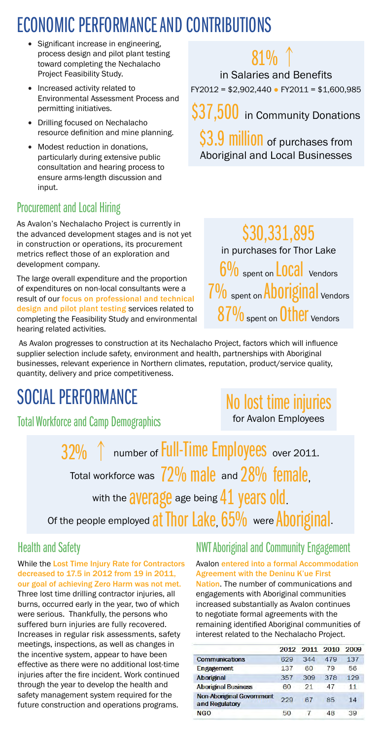# ECONOMIC PERFORMANCE AND CONTRIBUTIONS

- Significant increase in engineering, process design and pilot plant testing toward completing the Nechalacho Project Feasibility Study.
- Increased activity related to Environmental Assessment Process and permitting initiatives.
- Drilling focused on Nechalacho resource definition and mine planning.
- Modest reduction in donations, particularly during extensive public consultation and hearing process to ensure arms-length discussion and input.

81% ↑

in Salaries and Benefits

FY2012 = $2,902,440 • FY2011 = $1,600,985

$37,500 in Community Donations

$3.9 million of purchases from Aboriginal and Local Businesses

## Procurement and Local Hiring

As Avalon's Nechalacho Project is currently in the advanced development stages and is not yet in construction or operations, its procurement metrics reflect those of an exploration and development company.

The large overall expenditure and the proportion of expenditures on non-local consultants were a result of our **focus on professional and technical design and pilot plant testing** services related to completing the Feasibility Study and environmental hearing related activities.

$30,331,895

in purchases for Thor Lake

6% spent on Local Vendors

7% spent on Aboriginal Vendors

87% spent on Other Vendors

As Avalon progresses to construction at its Nechalacho Project, factors which will influence supplier selection include safety, environment and health, partnerships with Aboriginal businesses, relevant experience in Northern climates, reputation, product/service quality, quantity, delivery and price competitiveness.

# SOCIAL PERFORMANCE

## Total Workforce and Camp Demographics

No lost time injuries

for Avalon Employees

32% ↑ number of Full-Time Employees over 2011.

Total workforce was 72% male and 28% female,

with the average age being 41 years old.

Of the people employed at Thor Lake, 65% were Aboriginal.

## Health and Safety

While the **Lost Time Injury Rate for Contractors decreased to 17.5 in 2012 from 19 in 2011, our goal of achieving Zero Harm was not met.** Three lost time drilling contractor injuries, all burns, occurred early in the year, two of which were serious. Thankfully, the persons who suffered burn injuries are fully recovered. Increases in regular risk assessments, safety meetings, inspections, as well as changes in the incentive system, appear to have been effective as there were no additional lost-time injuries after the fire incident. Work continued through the year to develop the health and safety management system required for the future construction and operations programs.

## NWT Aboriginal and Community Engagement

Avalon **entered into a formal Accommodation Agreement with the Deninu K'ue First Nation**. The number of communications and engagements with Aboriginal communities increased substantially as Avalon continues to negotiate formal agreements with the remaining identified Aboriginal communities of interest related to the Nechalacho Project.

| | 2012 | 2011 | 2010 | 2009 |
|---|---|---|---|---|
| Communications | 629 | 344 | 479 | 137 |
| Engagement | 137 | 60 | 79 | 56 |
| Aboriginal | 357 | 309 | 378 | 129 |
| Aboriginal Business | 60 | 21 | 47 | 11 |
| Non-Aboriginal Government and Regulatory | 229 | 67 | 85 | 14 |
| NGO | 50 | 7 | 48 | 39 |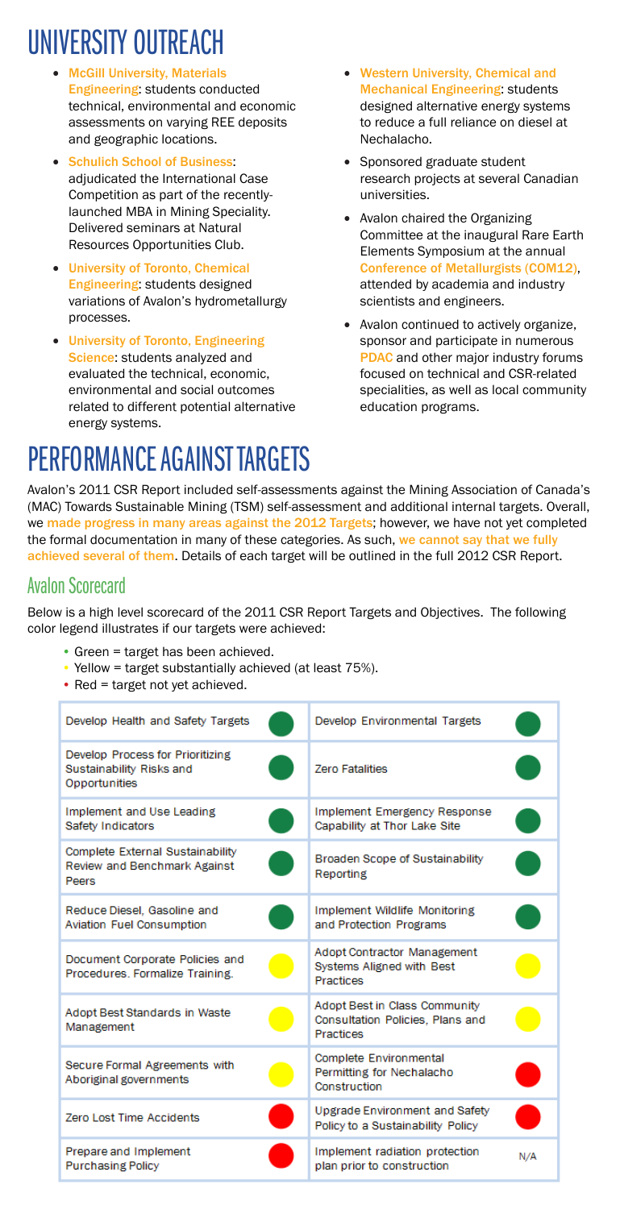# UNIVERSITY OUTREACH

- **McGill University, Materials Engineering**: students conducted technical, environmental and economic assessments on varying REE deposits and geographic locations.
- **Schulich School of Business**: adjudicated the International Case Competition as part of the recently-launched MBA in Mining Speciality. Delivered seminars at Natural Resources Opportunities Club.
- **University of Toronto, Chemical Engineering**: students designed variations of Avalon's hydrometallurgy processes.
- **University of Toronto, Engineering Science**: students analyzed and evaluated the technical, economic, environmental and social outcomes related to different potential alternative energy systems.
- **Western University, Chemical and Mechanical Engineering**: students designed alternative energy systems to reduce a full reliance on diesel at Nechalacho.
- Sponsored graduate student research projects at several Canadian universities.
- Avalon chaired the Organizing Committee at the inaugural Rare Earth Elements Symposium at the annual Conference of Metallurgists (COM12), attended by academia and industry scientists and engineers.
- Avalon continued to actively organize, sponsor and participate in numerous PDAC and other major industry forums focused on technical and CSR-related specialities, as well as local community education programs.

# PERFORMANCE AGAINST TARGETS

Avalon's 2011 CSR Report included self-assessments against the Mining Association of Canada's (MAC) Towards Sustainable Mining (TSM) self-assessment and additional internal targets. Overall, we made progress in many areas against the 2012 Targets; however, we have not yet completed the formal documentation in many of these categories. As such, we cannot say that we fully achieved several of them. Details of each target will be outlined in the full 2012 CSR Report.

## Avalon Scorecard

Below is a high level scorecard of the 2011 CSR Report Targets and Objectives. The following color legend illustrates if our targets were achieved:

- Green = target has been achieved.
- Yellow = target substantially achieved (at least 75%).
- Red = target not yet achieved.

| Target | Status | Target | Status |
|---|---|---|---|
| Develop Health and Safety Targets | Green | Develop Environmental Targets | Green |
| Develop Process for Prioritizing Sustainability Risks and Opportunities | Green | Zero Fatalities | Green |
| Implement and Use Leading Safety Indicators | Green | Implement Emergency Response Capability at Thor Lake Site | Green |
| Complete External Sustainability Review and Benchmark Against Peers | Green | Broaden Scope of Sustainability Reporting | Green |
| Reduce Diesel, Gasoline and Aviation Fuel Consumption | Green | Implement Wildlife Monitoring and Protection Programs | Green |
| Document Corporate Policies and Procedures. Formalize Training. | Yellow | Adopt Contractor Management Systems Aligned with Best Practices | Yellow |
| Adopt Best Standards in Waste Management | Yellow | Adopt Best in Class Community Consultation Policies, Plans and Practices | Yellow |
| Secure Formal Agreements with Aboriginal governments | Yellow | Complete Environmental Permitting for Nechalacho Construction | Red |
| Zero Lost Time Accidents | Red | Upgrade Environment and Safety Policy to a Sustainability Policy | Red |
| Prepare and Implement Purchasing Policy | Red | Implement radiation protection plan prior to construction | N/A |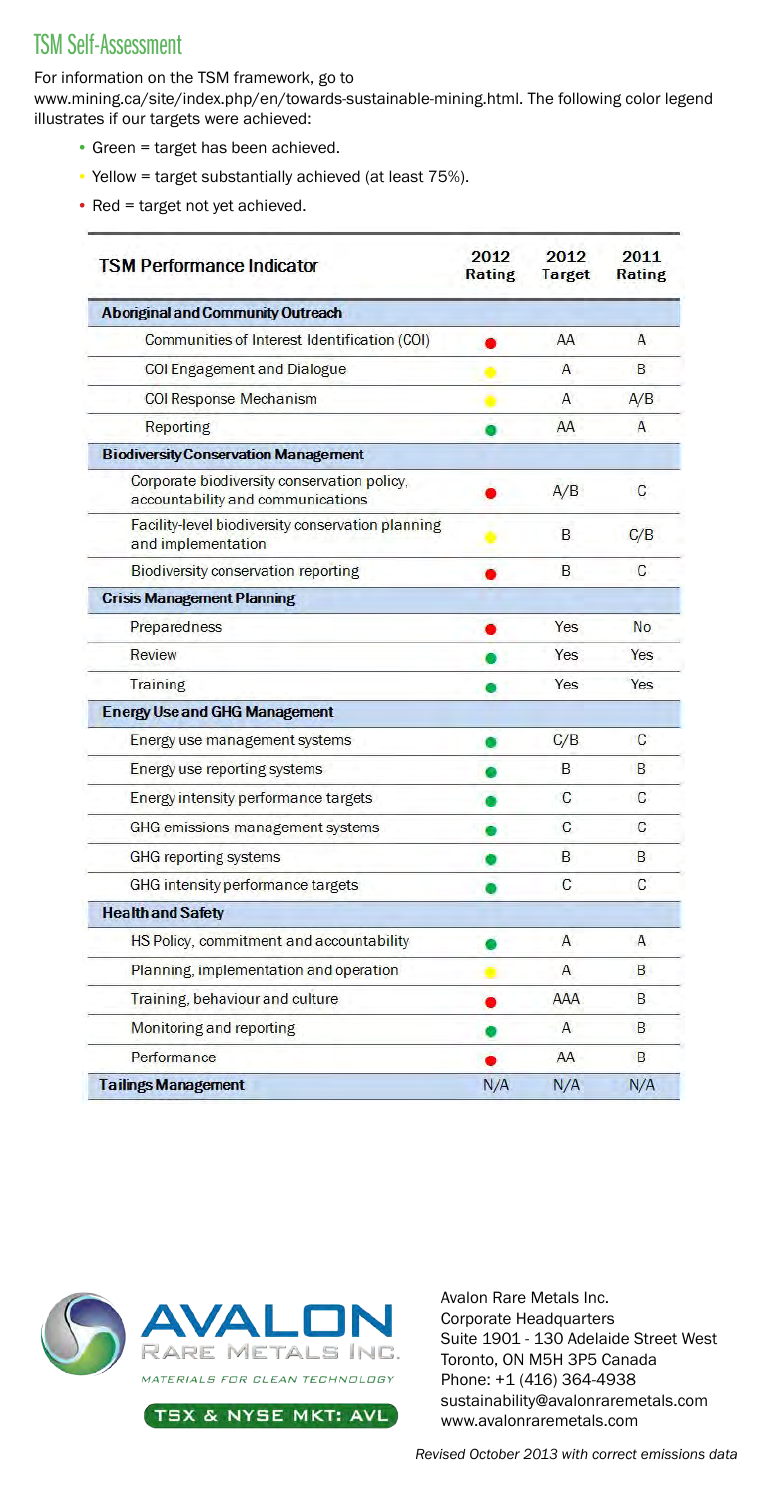# TSM Self-Assessment

For information on the TSM framework, go to www.mining.ca/site/index.php/en/towards-sustainable-mining.html. The following color legend illustrates if our targets were achieved:

- Green = target has been achieved.
- Yellow = target substantially achieved (at least 75%).
- Red = target not yet achieved.

| TSM Performance Indicator | 2012 Rating | 2012 Target | 2011 Rating |
|---|---|---|---|
| **Aboriginal and Community Outreach** | | | |
| Communities of Interest Identification (COI) | Red | AA | A |
| COI Engagement and Dialogue | Yellow | A | B |
| COI Response Mechanism | Yellow | A | A/B |
| Reporting | Green | AA | A |
| **Biodiversity Conservation Management** | | | |
| Corporate biodiversity conservation policy, accountability and communications | Red | A/B | C |
| Facility-level biodiversity conservation planning and implementation | Yellow | B | C/B |
| Biodiversity conservation reporting | Red | B | C |
| **Crisis Management Planning** | | | |
| Preparedness | Red | Yes | No |
| Review | Green | Yes | Yes |
| Training | Green | Yes | Yes |
| **Energy Use and GHG Management** | | | |
| Energy use management systems | Green | C/B | C |
| Energy use reporting systems | Green | B | B |
| Energy intensity performance targets | Green | C | C |
| GHG emissions management systems | Green | C | C |
| GHG reporting systems | Green | B | B |
| GHG intensity performance targets | Green | C | C |
| **Health and Safety** | | | |
| HS Policy, commitment and accountability | Green | A | A |
| Planning, implementation and operation | Yellow | A | B |
| Training, behaviour and culture | Red | AAA | B |
| Monitoring and reporting | Green | A | B |
| Performance | Red | AA | B |
| **Tailings Management** | N/A | N/A | N/A |

AVALON RARE METALS INC.
MATERIALS FOR CLEAN TECHNOLOGY
TSX & NYSE MKT: AVL

Avalon Rare Metals Inc.
Corporate Headquarters
Suite 1901 - 130 Adelaide Street West
Toronto, ON M5H 3P5 Canada
Phone: +1 (416) 364-4938
sustainability@avalonraremetals.com
www.avalonraremetals.com

*Revised October 2013 with correct emissions data*